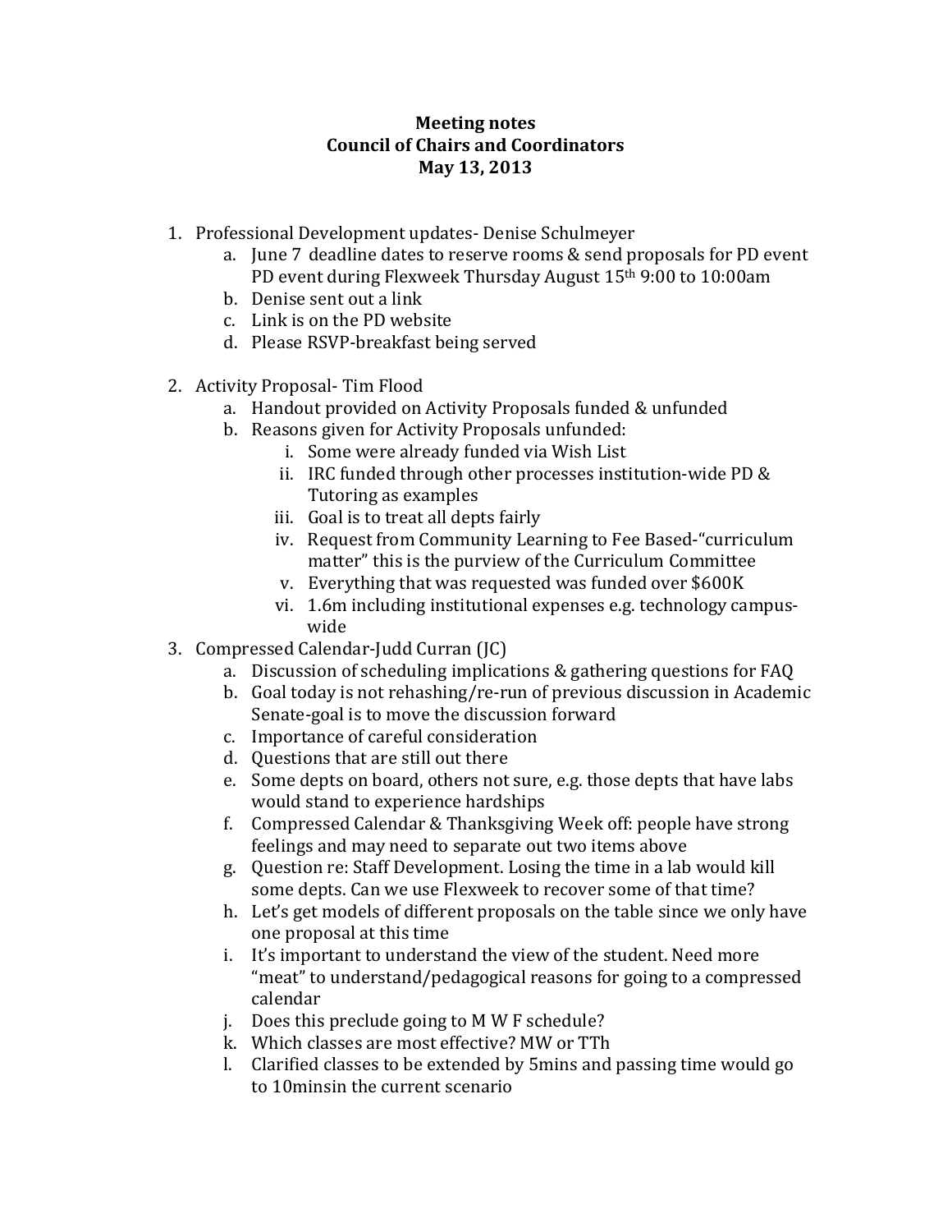**Meeting notes**
**Council of Chairs and Coordinators**
**May 13, 2013**

1. Professional Development updates- Denise Schulmeyer
    a. June 7 deadline dates to reserve rooms & send proposals for PD event PD event during Flexweek Thursday August 15th 9:00 to 10:00am
    b. Denise sent out a link
    c. Link is on the PD website
    d. Please RSVP-breakfast being served

2. Activity Proposal- Tim Flood
    a. Handout provided on Activity Proposals funded & unfunded
    b. Reasons given for Activity Proposals unfunded:
        i. Some were already funded via Wish List
        ii. IRC funded through other processes institution-wide PD & Tutoring as examples
        iii. Goal is to treat all depts fairly
        iv. Request from Community Learning to Fee Based-"curriculum matter" this is the purview of the Curriculum Committee
        v. Everything that was requested was funded over $600K
        vi. 1.6m including institutional expenses e.g. technology campus-wide

3. Compressed Calendar-Judd Curran (JC)
    a. Discussion of scheduling implications & gathering questions for FAQ
    b. Goal today is not rehashing/re-run of previous discussion in Academic Senate-goal is to move the discussion forward
    c. Importance of careful consideration
    d. Questions that are still out there
    e. Some depts on board, others not sure, e.g. those depts that have labs would stand to experience hardships
    f. Compressed Calendar & Thanksgiving Week off: people have strong feelings and may need to separate out two items above
    g. Question re: Staff Development. Losing the time in a lab would kill some depts. Can we use Flexweek to recover some of that time?
    h. Let's get models of different proposals on the table since we only have one proposal at this time
    i. It's important to understand the view of the student. Need more "meat" to understand/pedagogical reasons for going to a compressed calendar
    j. Does this preclude going to M W F schedule?
    k. Which classes are most effective? MW or TTh
    l. Clarified classes to be extended by 5mins and passing time would go to 10minsin the current scenario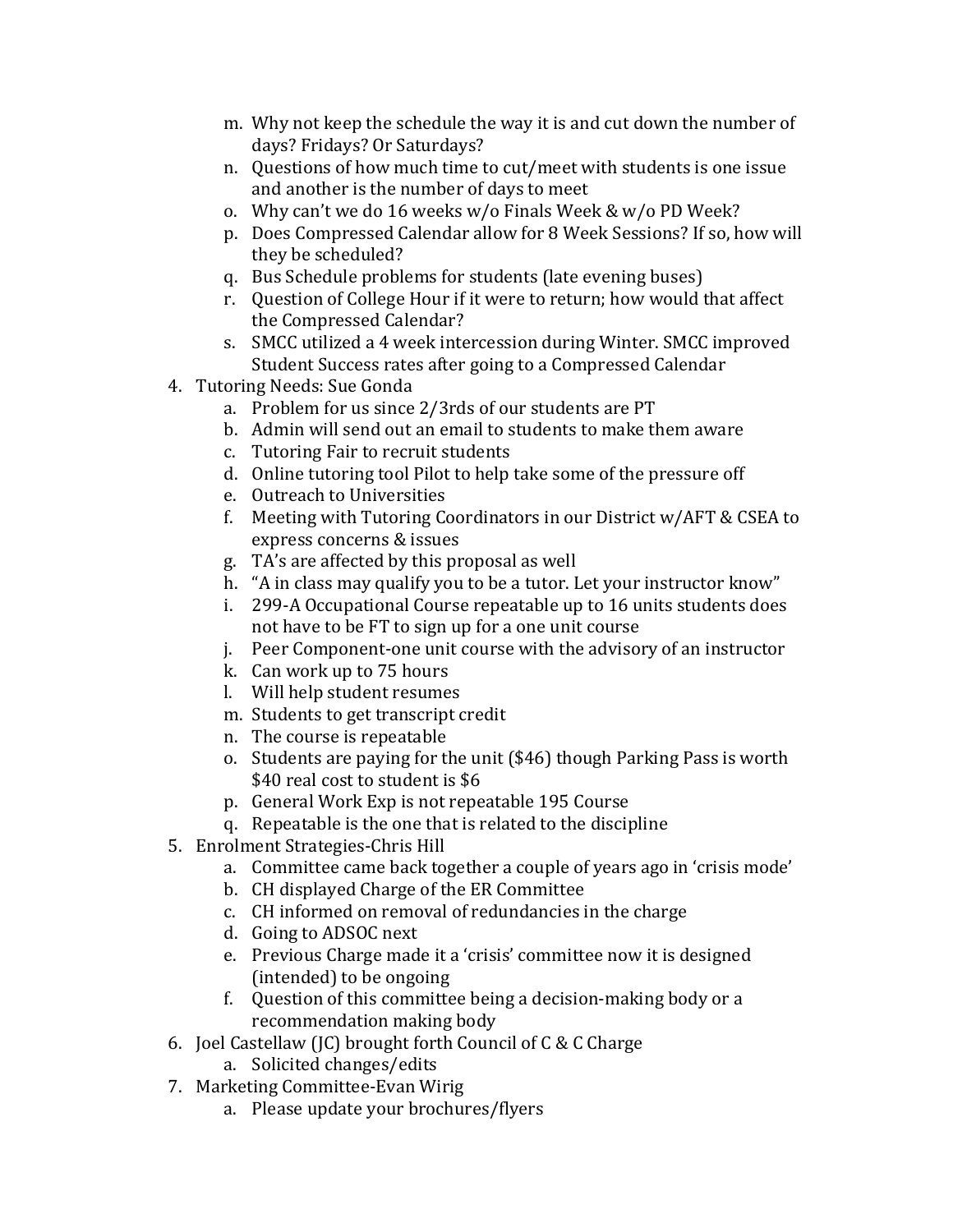m. Why not keep the schedule the way it is and cut down the number of days? Fridays? Or Saturdays?
   n. Questions of how much time to cut/meet with students is one issue and another is the number of days to meet
   o. Why can't we do 16 weeks w/o Finals Week & w/o PD Week?
   p. Does Compressed Calendar allow for 8 Week Sessions? If so, how will they be scheduled?
   q. Bus Schedule problems for students (late evening buses)
   r. Question of College Hour if it were to return; how would that affect the Compressed Calendar?
   s. SMCC utilized a 4 week intercession during Winter. SMCC improved Student Success rates after going to a Compressed Calendar

4. Tutoring Needs: Sue Gonda
   a. Problem for us since 2/3rds of our students are PT
   b. Admin will send out an email to students to make them aware
   c. Tutoring Fair to recruit students
   d. Online tutoring tool Pilot to help take some of the pressure off
   e. Outreach to Universities
   f. Meeting with Tutoring Coordinators in our District w/AFT & CSEA to express concerns & issues
   g. TA's are affected by this proposal as well
   h. "A in class may qualify you to be a tutor. Let your instructor know"
   i. 299-A Occupational Course repeatable up to 16 units students does not have to be FT to sign up for a one unit course
   j. Peer Component-one unit course with the advisory of an instructor
   k. Can work up to 75 hours
   l. Will help student resumes
   m. Students to get transcript credit
   n. The course is repeatable
   o. Students are paying for the unit ($46) though Parking Pass is worth $40 real cost to student is $6
   p. General Work Exp is not repeatable 195 Course
   q. Repeatable is the one that is related to the discipline

5. Enrolment Strategies-Chris Hill
   a. Committee came back together a couple of years ago in 'crisis mode'
   b. CH displayed Charge of the ER Committee
   c. CH informed on removal of redundancies in the charge
   d. Going to ADSOC next
   e. Previous Charge made it a 'crisis' committee now it is designed (intended) to be ongoing
   f. Question of this committee being a decision-making body or a recommendation making body

6. Joel Castellaw (JC) brought forth Council of C & C Charge
   a. Solicited changes/edits

7. Marketing Committee-Evan Wirig
   a. Please update your brochures/flyers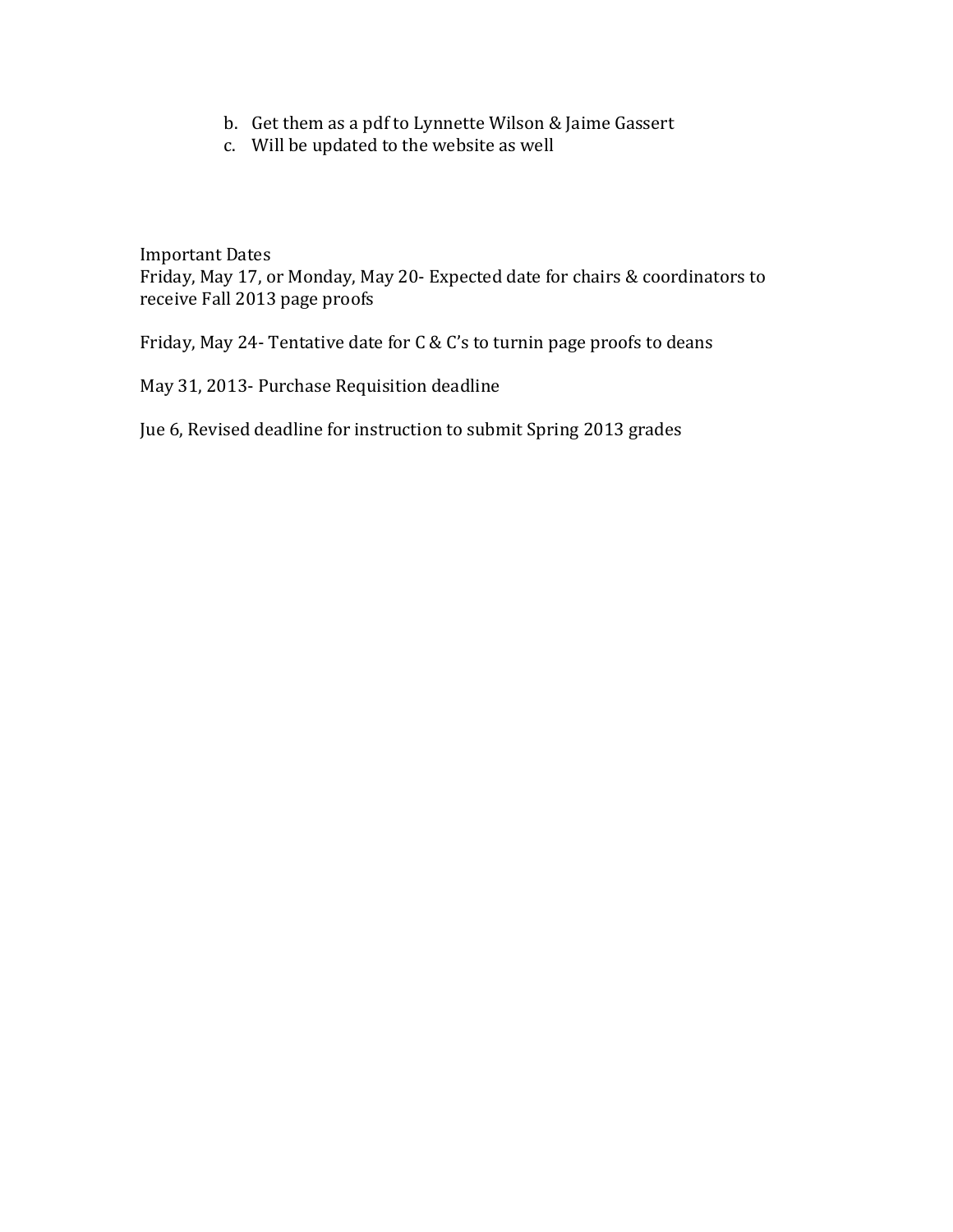b. Get them as a pdf to Lynnette Wilson & Jaime Gassert
c. Will be updated to the website as well

Important Dates

Friday, May 17, or Monday, May 20- Expected date for chairs & coordinators to receive Fall 2013 page proofs

Friday, May 24- Tentative date for C & C's to turnin page proofs to deans

May 31, 2013- Purchase Requisition deadline

Jue 6, Revised deadline for instruction to submit Spring 2013 grades